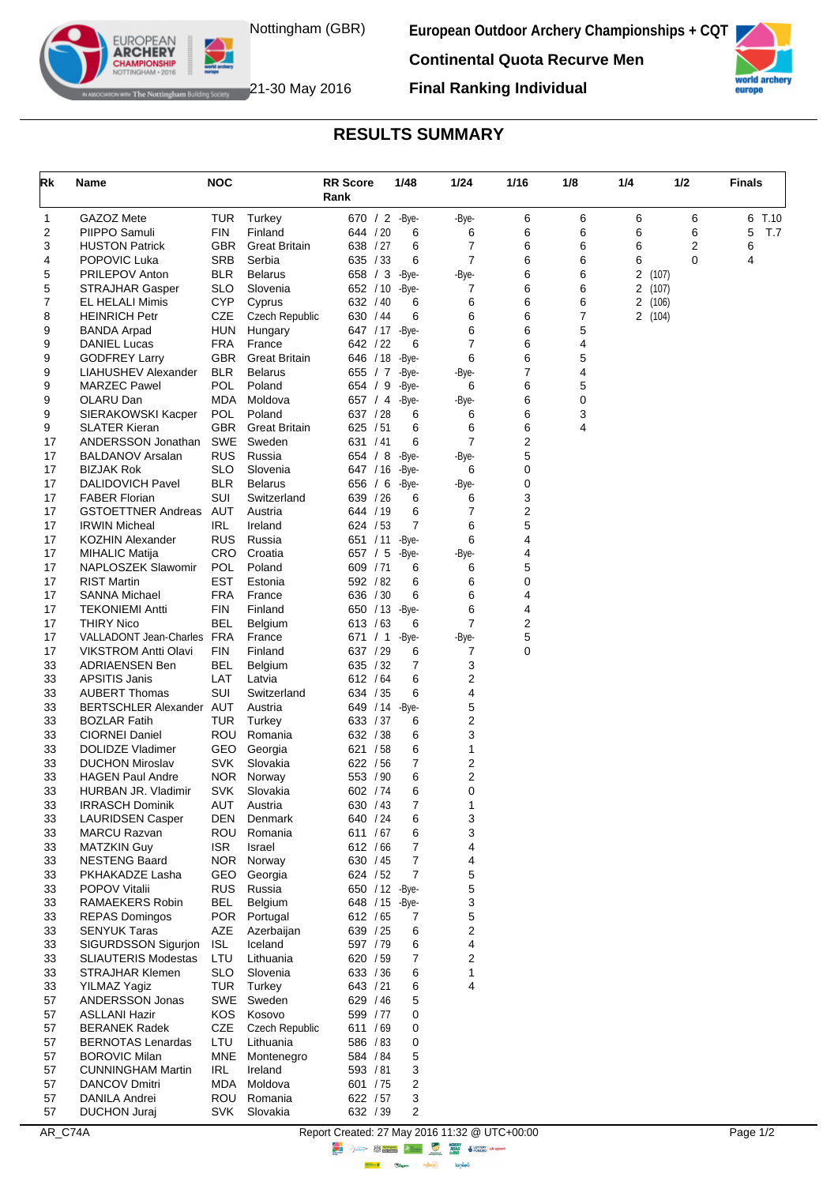Nottingham (GBR)

21-30 May 2016

**European Outdoor Archery Championships + CQT**

**Continental Quota Recurve Men**

**Final Ranking Individual**

# RESULTS SUMMARY

| Rk | Name | NOC | | RR Score Rank | 1/48 | 1/24 | 1/16 | 1/8 | 1/4 | 1/2 | Finals |
|---|---|---|---|---|---|---|---|---|---|---|---|
| 1 | GAZOZ Mete | TUR | Turkey | 670 / 2 | -Bye- | -Bye- | 6 | 6 | 6 | 6 | 6 T.10 |
| 2 | PIIPPO Samuli | FIN | Finland | 644 / 20 | 6 | 6 | 6 | 6 | 6 | 6 | 5 T.7 |
| 3 | HUSTON Patrick | GBR | Great Britain | 638 / 27 | 6 | 7 | 6 | 6 | 6 | 2 | 6 |
| 4 | POPOVIC Luka | SRB | Serbia | 635 / 33 | 6 | 7 | 6 | 6 | 6 | 0 | 4 |
| 5 | PRILEPOV Anton | BLR | Belarus | 658 / 3 | -Bye- | -Bye- | 6 | 6 | 2 (107) | | |
| 5 | STRAJHAR Gasper | SLO | Slovenia | 652 / 10 | -Bye- | 7 | 6 | 6 | 2 (107) | | |
| 7 | EL HELALI Mimis | CYP | Cyprus | 632 / 40 | 6 | 6 | 6 | 6 | 2 (106) | | |
| 8 | HEINRICH Petr | CZE | Czech Republic | 630 / 44 | 6 | 6 | 6 | 7 | 2 (104) | | |
| 9 | BANDA Arpad | HUN | Hungary | 647 / 17 | -Bye- | 6 | 6 | 5 | | | |
| 9 | DANIEL Lucas | FRA | France | 642 / 22 | 6 | 7 | 6 | 4 | | | |
| 9 | GODFREY Larry | GBR | Great Britain | 646 / 18 | -Bye- | 6 | 6 | 5 | | | |
| 9 | LIAHUSHEV Alexander | BLR | Belarus | 655 / 7 | -Bye- | -Bye- | 7 | 4 | | | |
| 9 | MARZEC Pawel | POL | Poland | 654 / 9 | -Bye- | 6 | 6 | 5 | | | |
| 9 | OLARU Dan | MDA | Moldova | 657 / 4 | -Bye- | -Bye- | 6 | 0 | | | |
| 9 | SIERAKOWSKI Kacper | POL | Poland | 637 / 28 | 6 | 6 | 6 | 3 | | | |
| 9 | SLATER Kieran | GBR | Great Britain | 625 / 51 | 6 | 6 | 6 | 4 | | | |
| 17 | ANDERSSON Jonathan | SWE | Sweden | 631 / 41 | 6 | 7 | 2 | | | | |
| 17 | BALDANOV Arsalan | RUS | Russia | 654 / 8 | -Bye- | -Bye- | 5 | | | | |
| 17 | BIZJAK Rok | SLO | Slovenia | 647 / 16 | -Bye- | 6 | 0 | | | | |
| 17 | DALIDOVICH Pavel | BLR | Belarus | 656 / 6 | -Bye- | -Bye- | 0 | | | | |
| 17 | FABER Florian | SUI | Switzerland | 639 / 26 | 6 | 6 | 3 | | | | |
| 17 | GSTOETTNER Andreas | AUT | Austria | 644 / 19 | 6 | 7 | 2 | | | | |
| 17 | IRWIN Micheal | IRL | Ireland | 624 / 53 | 7 | 6 | 5 | | | | |
| 17 | KOZHIN Alexander | RUS | Russia | 651 / 11 | -Bye- | 6 | 4 | | | | |
| 17 | MIHALIC Matija | CRO | Croatia | 657 / 5 | -Bye- | -Bye- | 4 | | | | |
| 17 | NAPLOSZEK Slawomir | POL | Poland | 609 / 71 | 6 | 6 | 5 | | | | |
| 17 | RIST Martin | EST | Estonia | 592 / 82 | 6 | 6 | 0 | | | | |
| 17 | SANNA Michael | FRA | France | 636 / 30 | 6 | 6 | 4 | | | | |
| 17 | TEKONIEMI Antti | FIN | Finland | 650 / 13 | -Bye- | 6 | 4 | | | | |
| 17 | THIRY Nico | BEL | Belgium | 613 / 63 | 6 | 7 | 2 | | | | |
| 17 | VALLADONT Jean-Charles | FRA | France | 671 / 1 | -Bye- | -Bye- | 5 | | | | |
| 17 | VIKSTROM Antti Olavi | FIN | Finland | 637 / 29 | 6 | 7 | 0 | | | | |
| 33 | ADRIAENSEN Ben | BEL | Belgium | 635 / 32 | 7 | 3 | | | | | |
| 33 | APSITIS Janis | LAT | Latvia | 612 / 64 | 6 | 2 | | | | | |
| 33 | AUBERT Thomas | SUI | Switzerland | 634 / 35 | 6 | 4 | | | | | |
| 33 | BERTSCHLER Alexander | AUT | Austria | 649 / 14 | -Bye- | 5 | | | | | |
| 33 | BOZLAR Fatih | TUR | Turkey | 633 / 37 | 6 | 2 | | | | | |
| 33 | CIORNEI Daniel | ROU | Romania | 632 / 38 | 6 | 3 | | | | | |
| 33 | DOLIDZE Vladimer | GEO | Georgia | 621 / 58 | 6 | 1 | | | | | |
| 33 | DUCHON Miroslav | SVK | Slovakia | 622 / 56 | 7 | 2 | | | | | |
| 33 | HAGEN Paul Andre | NOR | Norway | 553 / 90 | 6 | 2 | | | | | |
| 33 | HURBAN JR. Vladimir | SVK | Slovakia | 602 / 74 | 6 | 0 | | | | | |
| 33 | IRRASCH Dominik | AUT | Austria | 630 / 43 | 7 | 1 | | | | | |
| 33 | LAURIDSEN Casper | DEN | Denmark | 640 / 24 | 6 | 3 | | | | | |
| 33 | MARCU Razvan | ROU | Romania | 611 / 67 | 6 | 3 | | | | | |
| 33 | MATZKIN Guy | ISR | Israel | 612 / 66 | 7 | 4 | | | | | |
| 33 | NESTENG Baard | NOR | Norway | 630 / 45 | 7 | 4 | | | | | |
| 33 | PKHAKADZE Lasha | GEO | Georgia | 624 / 52 | 7 | 5 | | | | | |
| 33 | POPOV Vitalii | RUS | Russia | 650 / 12 | -Bye- | 5 | | | | | |
| 33 | RAMAEKERS Robin | BEL | Belgium | 648 / 15 | -Bye- | 3 | | | | | |
| 33 | REPAS Domingos | POR | Portugal | 612 / 65 | 7 | 5 | | | | | |
| 33 | SENYUK Taras | AZE | Azerbaijan | 639 / 25 | 6 | 2 | | | | | |
| 33 | SIGURDSSON Sigurjon | ISL | Iceland | 597 / 79 | 6 | 4 | | | | | |
| 33 | SLIAUTERIS Modestas | LTU | Lithuania | 620 / 59 | 7 | 2 | | | | | |
| 33 | STRAJHAR Klemen | SLO | Slovenia | 633 / 36 | 6 | 1 | | | | | |
| 33 | YILMAZ Yagiz | TUR | Turkey | 643 / 21 | 6 | 4 | | | | | |
| 57 | ANDERSSON Jonas | SWE | Sweden | 629 / 46 | 5 | | | | | | |
| 57 | ASLLANI Hazir | KOS | Kosovo | 599 / 77 | 0 | | | | | | |
| 57 | BERANEK Radek | CZE | Czech Republic | 611 / 69 | 0 | | | | | | |
| 57 | BERNOTAS Lenardas | LTU | Lithuania | 586 / 83 | 0 | | | | | | |
| 57 | BOROVIC Milan | MNE | Montenegro | 584 / 84 | 5 | | | | | | |
| 57 | CUNNINGHAM Martin | IRL | Ireland | 593 / 81 | 3 | | | | | | |
| 57 | DANCOV Dmitri | MDA | Moldova | 601 / 75 | 2 | | | | | | |
| 57 | DANILA Andrei | ROU | Romania | 622 / 57 | 3 | | | | | | |
| 57 | DUCHON Juraj | SVK | Slovakia | 632 / 39 | 2 | | | | | | |

AR_C74A

Report Created: 27 May 2016 11:32 @ UTC+00:00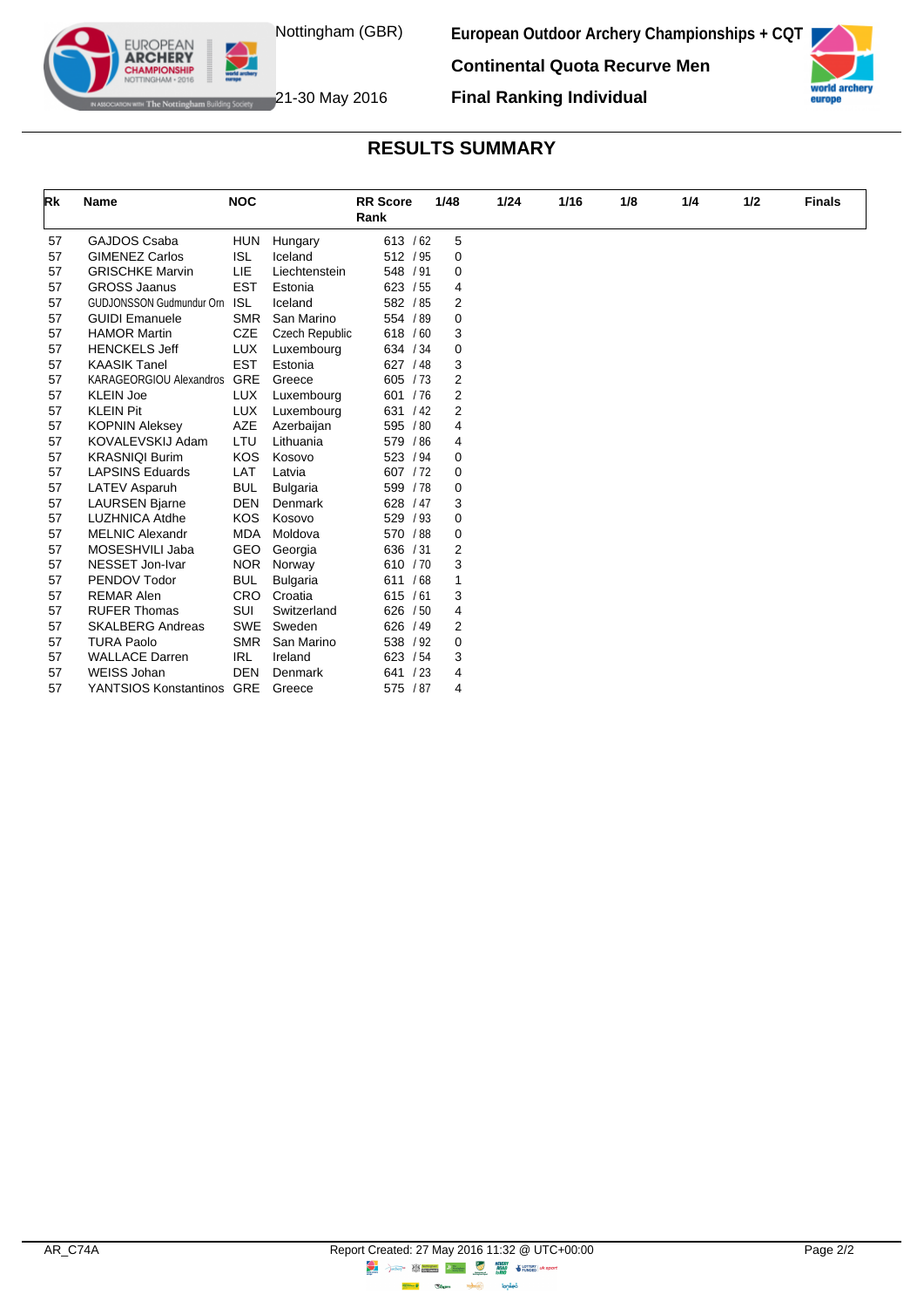Nottingham (GBR)

21-30 May 2016

**European Outdoor Archery Championships + CQT**

**Continental Quota Recurve Men**

**Final Ranking Individual**

## RESULTS SUMMARY

| Rk | Name | NOC | | RR Score Rank | | 1/48 | 1/24 | 1/16 | 1/8 | 1/4 | 1/2 | Finals |
|---|---|---|---|---|---|---|---|---|---|---|---|---|
| 57 | GAJDOS Csaba | HUN | Hungary | 613 | / 62 | 5 | | | | | | |
| 57 | GIMENEZ Carlos | ISL | Iceland | 512 | / 95 | 0 | | | | | | |
| 57 | GRISCHKE Marvin | LIE | Liechtenstein | 548 | / 91 | 0 | | | | | | |
| 57 | GROSS Jaanus | EST | Estonia | 623 | / 55 | 4 | | | | | | |
| 57 | GUDJONSSON Gudmundur Orn | ISL | Iceland | 582 | / 85 | 2 | | | | | | |
| 57 | GUIDI Emanuele | SMR | San Marino | 554 | / 89 | 0 | | | | | | |
| 57 | HAMOR Martin | CZE | Czech Republic | 618 | / 60 | 3 | | | | | | |
| 57 | HENCKELS Jeff | LUX | Luxembourg | 634 | / 34 | 0 | | | | | | |
| 57 | KAASIK Tanel | EST | Estonia | 627 | / 48 | 3 | | | | | | |
| 57 | KARAGEORGIOU Alexandros | GRE | Greece | 605 | / 73 | 2 | | | | | | |
| 57 | KLEIN Joe | LUX | Luxembourg | 601 | / 76 | 2 | | | | | | |
| 57 | KLEIN Pit | LUX | Luxembourg | 631 | / 42 | 2 | | | | | | |
| 57 | KOPNIN Aleksey | AZE | Azerbaijan | 595 | / 80 | 4 | | | | | | |
| 57 | KOVALEVSKIJ Adam | LTU | Lithuania | 579 | / 86 | 4 | | | | | | |
| 57 | KRASNIQI Burim | KOS | Kosovo | 523 | / 94 | 0 | | | | | | |
| 57 | LAPSINS Eduards | LAT | Latvia | 607 | / 72 | 0 | | | | | | |
| 57 | LATEV Asparuh | BUL | Bulgaria | 599 | / 78 | 0 | | | | | | |
| 57 | LAURSEN Bjarne | DEN | Denmark | 628 | / 47 | 3 | | | | | | |
| 57 | LUZHNICA Atdhe | KOS | Kosovo | 529 | / 93 | 0 | | | | | | |
| 57 | MELNIC Alexandr | MDA | Moldova | 570 | / 88 | 0 | | | | | | |
| 57 | MOSESHVILI Jaba | GEO | Georgia | 636 | / 31 | 2 | | | | | | |
| 57 | NESSET Jon-Ivar | NOR | Norway | 610 | / 70 | 3 | | | | | | |
| 57 | PENDOV Todor | BUL | Bulgaria | 611 | / 68 | 1 | | | | | | |
| 57 | REMAR Alen | CRO | Croatia | 615 | / 61 | 3 | | | | | | |
| 57 | RUFER Thomas | SUI | Switzerland | 626 | / 50 | 4 | | | | | | |
| 57 | SKALBERG Andreas | SWE | Sweden | 626 | / 49 | 2 | | | | | | |
| 57 | TURA Paolo | SMR | San Marino | 538 | / 92 | 0 | | | | | | |
| 57 | WALLACE Darren | IRL | Ireland | 623 | / 54 | 3 | | | | | | |
| 57 | WEISS Johan | DEN | Denmark | 641 | / 23 | 4 | | | | | | |
| 57 | YANTSIOS Konstantinos | GRE | Greece | 575 | / 87 | 4 | | | | | | |

AR_C74A

Report Created: 27 May 2016 11:32 @ UTC+00:00